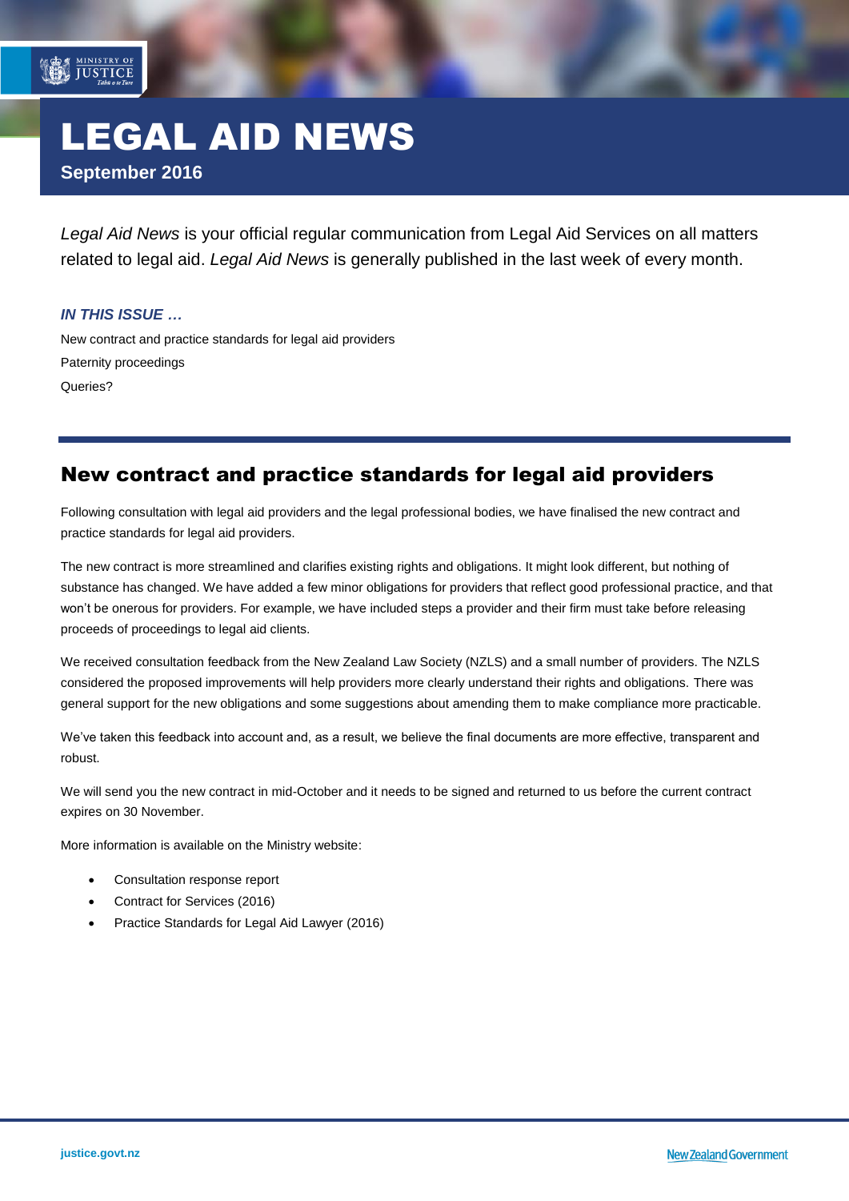# LEGAL AID NEWS

**September 2016**

*Legal Aid News* is your official regular communication from Legal Aid Services on all matters related to legal aid. *Legal Aid News* is generally published in the last week of every month.

***IN THIS ISSUE …***

New contract and practice standards for legal aid providers

Paternity proceedings

Queries?

## New contract and practice standards for legal aid providers

Following consultation with legal aid providers and the legal professional bodies, we have finalised the new contract and practice standards for legal aid providers.

The new contract is more streamlined and clarifies existing rights and obligations. It might look different, but nothing of substance has changed. We have added a few minor obligations for providers that reflect good professional practice, and that won't be onerous for providers. For example, we have included steps a provider and their firm must take before releasing proceeds of proceedings to legal aid clients.

We received consultation feedback from the New Zealand Law Society (NZLS) and a small number of providers. The NZLS considered the proposed improvements will help providers more clearly understand their rights and obligations. There was general support for the new obligations and some suggestions about amending them to make compliance more practicable.

We've taken this feedback into account and, as a result, we believe the final documents are more effective, transparent and robust.

We will send you the new contract in mid-October and it needs to be signed and returned to us before the current contract expires on 30 November.

More information is available on the Ministry website:

- Consultation response report
- Contract for Services (2016)
- Practice Standards for Legal Aid Lawyer (2016)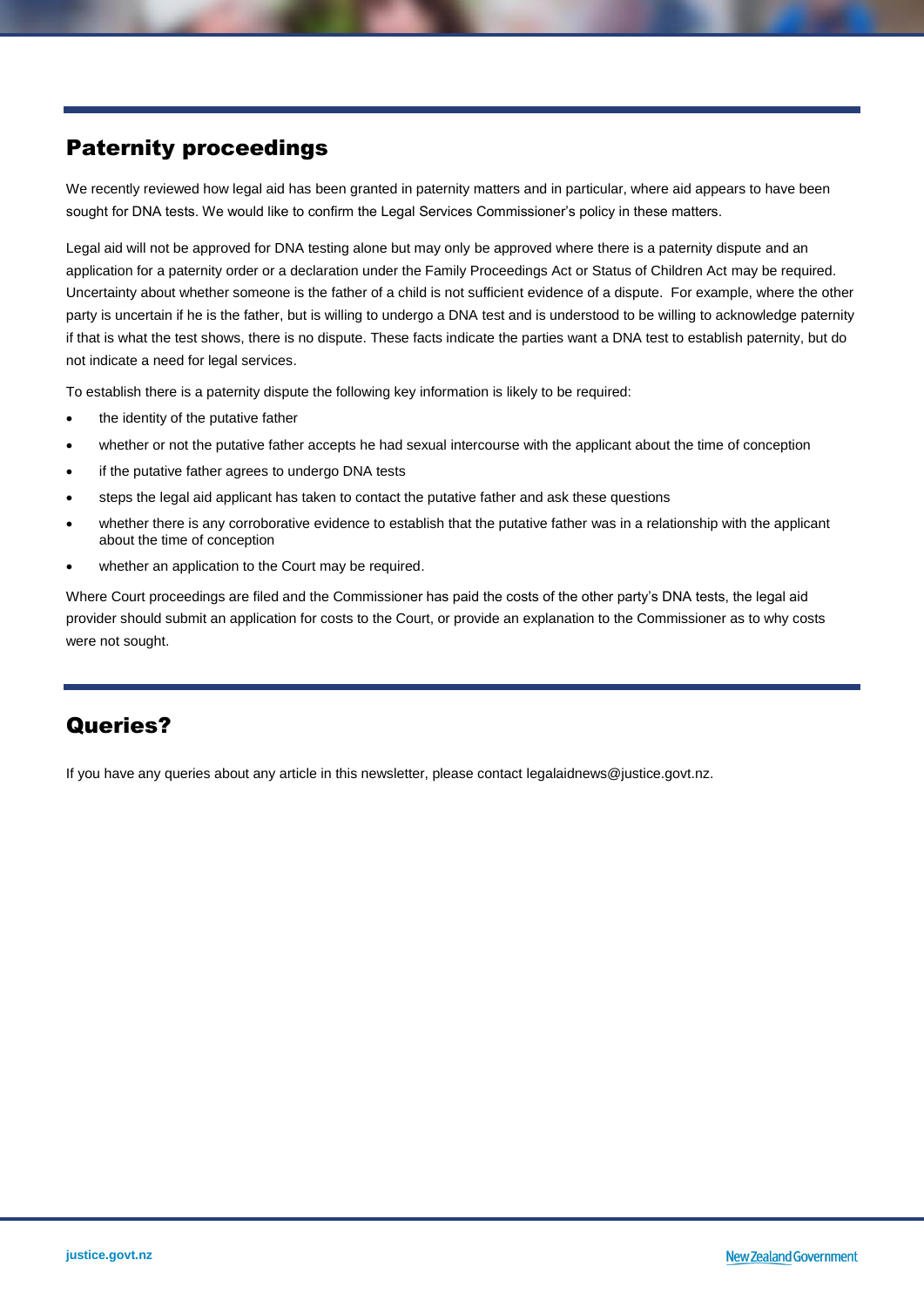## Paternity proceedings

We recently reviewed how legal aid has been granted in paternity matters and in particular, where aid appears to have been sought for DNA tests. We would like to confirm the Legal Services Commissioner's policy in these matters.

Legal aid will not be approved for DNA testing alone but may only be approved where there is a paternity dispute and an application for a paternity order or a declaration under the Family Proceedings Act or Status of Children Act may be required. Uncertainty about whether someone is the father of a child is not sufficient evidence of a dispute. For example, where the other party is uncertain if he is the father, but is willing to undergo a DNA test and is understood to be willing to acknowledge paternity if that is what the test shows, there is no dispute. These facts indicate the parties want a DNA test to establish paternity, but do not indicate a need for legal services.

To establish there is a paternity dispute the following key information is likely to be required:

- the identity of the putative father
- whether or not the putative father accepts he had sexual intercourse with the applicant about the time of conception
- if the putative father agrees to undergo DNA tests
- steps the legal aid applicant has taken to contact the putative father and ask these questions
- whether there is any corroborative evidence to establish that the putative father was in a relationship with the applicant about the time of conception
- whether an application to the Court may be required.

Where Court proceedings are filed and the Commissioner has paid the costs of the other party's DNA tests, the legal aid provider should submit an application for costs to the Court, or provide an explanation to the Commissioner as to why costs were not sought.

## Queries?

If you have any queries about any article in this newsletter, please contact legalaidnews@justice.govt.nz.